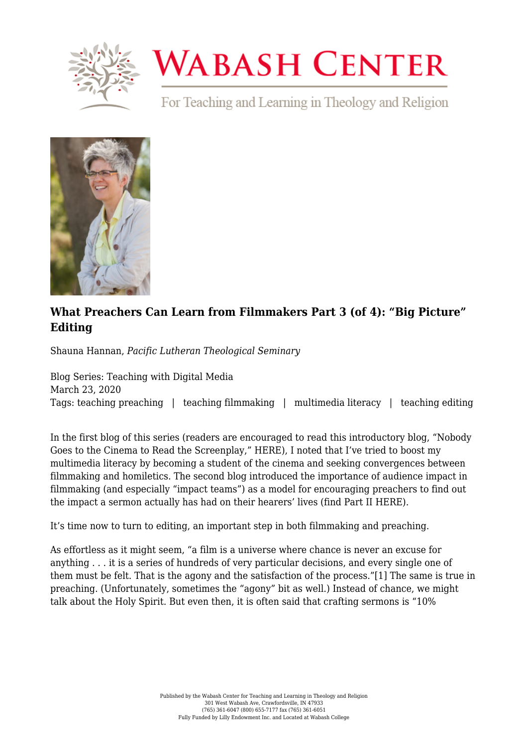# What Preachers Can Learn from Filmmakers Part 3 (of 4): "Big Picture" Editing

Shauna Hannan, *Pacific Lutheran Theological Seminary*

Blog Series: Teaching with Digital Media
March 23, 2020
Tags: teaching preaching | teaching filmmaking | multimedia literacy | teaching editing

In the first blog of this series (readers are encouraged to read this introductory blog, "Nobody Goes to the Cinema to Read the Screenplay," HERE), I noted that I've tried to boost my multimedia literacy by becoming a student of the cinema and seeking convergences between filmmaking and homiletics. The second blog introduced the importance of audience impact in filmmaking (and especially "impact teams") as a model for encouraging preachers to find out the impact a sermon actually has had on their hearers' lives (find Part II HERE).

It's time now to turn to editing, an important step in both filmmaking and preaching.

As effortless as it might seem, "a film is a universe where chance is never an excuse for anything . . . it is a series of hundreds of very particular decisions, and every single one of them must be felt. That is the agony and the satisfaction of the process."[1] The same is true in preaching. (Unfortunately, sometimes the "agony" bit as well.) Instead of chance, we might talk about the Holy Spirit. But even then, it is often said that crafting sermons is "10%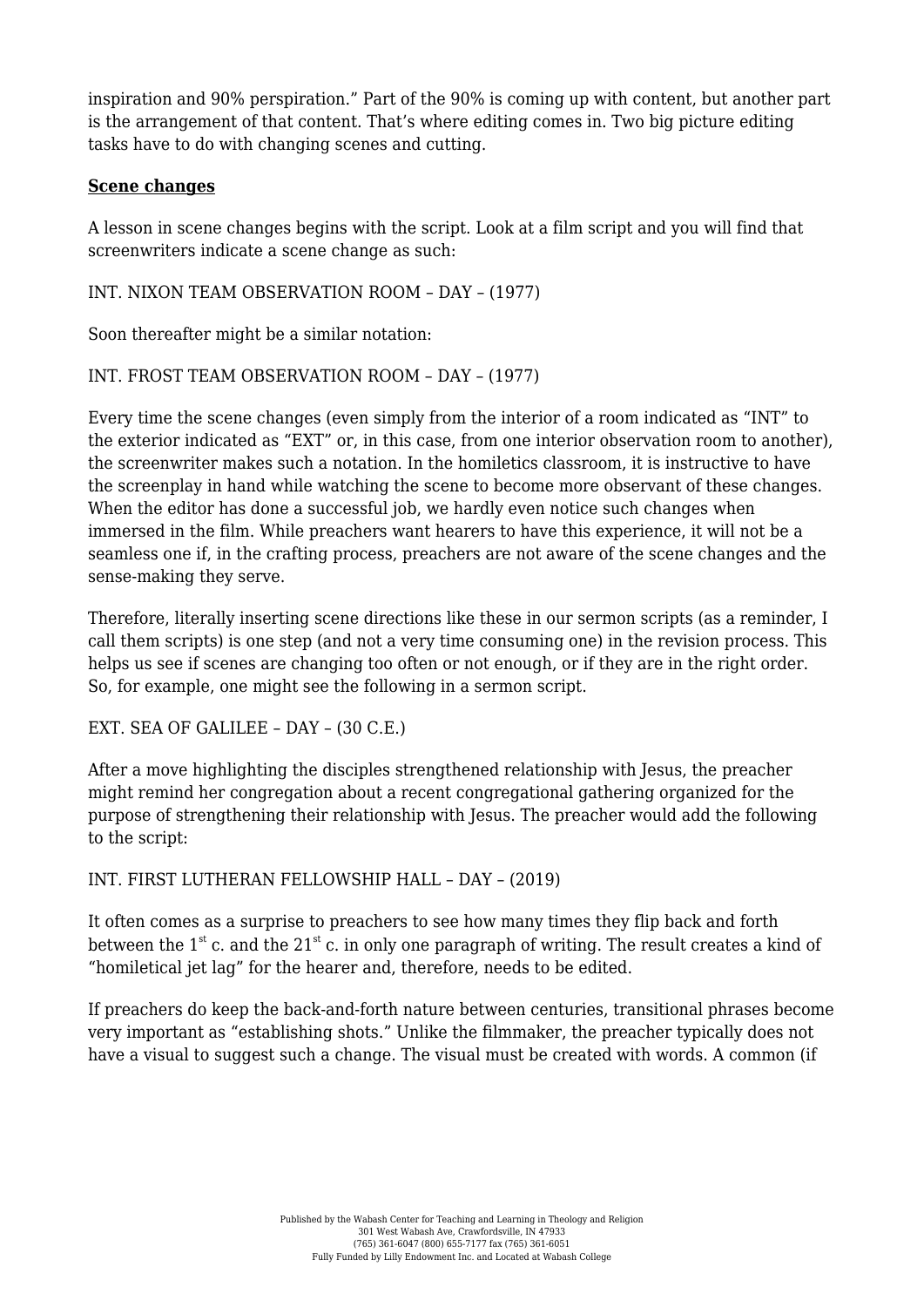inspiration and 90% perspiration." Part of the 90% is coming up with content, but another part is the arrangement of that content. That's where editing comes in. Two big picture editing tasks have to do with changing scenes and cutting.

**Scene changes**

A lesson in scene changes begins with the script. Look at a film script and you will find that screenwriters indicate a scene change as such:

INT. NIXON TEAM OBSERVATION ROOM – DAY – (1977)

Soon thereafter might be a similar notation:

INT. FROST TEAM OBSERVATION ROOM – DAY – (1977)

Every time the scene changes (even simply from the interior of a room indicated as "INT" to the exterior indicated as "EXT" or, in this case, from one interior observation room to another), the screenwriter makes such a notation. In the homiletics classroom, it is instructive to have the screenplay in hand while watching the scene to become more observant of these changes. When the editor has done a successful job, we hardly even notice such changes when immersed in the film. While preachers want hearers to have this experience, it will not be a seamless one if, in the crafting process, preachers are not aware of the scene changes and the sense-making they serve.

Therefore, literally inserting scene directions like these in our sermon scripts (as a reminder, I call them scripts) is one step (and not a very time consuming one) in the revision process. This helps us see if scenes are changing too often or not enough, or if they are in the right order. So, for example, one might see the following in a sermon script.

EXT. SEA OF GALILEE – DAY – (30 C.E.)

After a move highlighting the disciples strengthened relationship with Jesus, the preacher might remind her congregation about a recent congregational gathering organized for the purpose of strengthening their relationship with Jesus. The preacher would add the following to the script:

INT. FIRST LUTHERAN FELLOWSHIP HALL – DAY – (2019)

It often comes as a surprise to preachers to see how many times they flip back and forth between the 1st c. and the 21st c. in only one paragraph of writing. The result creates a kind of "homiletical jet lag" for the hearer and, therefore, needs to be edited.

If preachers do keep the back-and-forth nature between centuries, transitional phrases become very important as "establishing shots." Unlike the filmmaker, the preacher typically does not have a visual to suggest such a change. The visual must be created with words. A common (if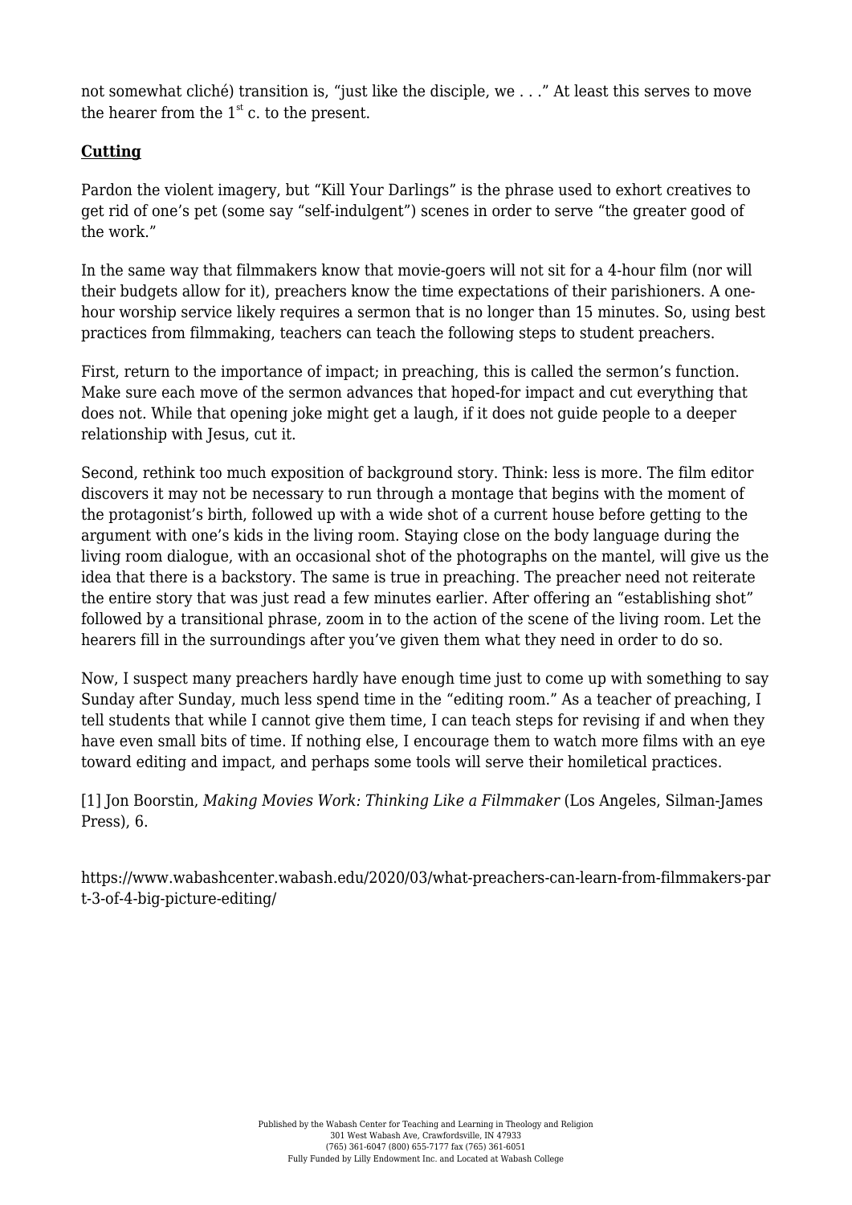not somewhat cliché) transition is, “just like the disciple, we . . .” At least this serves to move the hearer from the 1st c. to the present.

**Cutting**

Pardon the violent imagery, but “Kill Your Darlings” is the phrase used to exhort creatives to get rid of one’s pet (some say “self-indulgent”) scenes in order to serve “the greater good of the work.”

In the same way that filmmakers know that movie-goers will not sit for a 4-hour film (nor will their budgets allow for it), preachers know the time expectations of their parishioners. A one-hour worship service likely requires a sermon that is no longer than 15 minutes. So, using best practices from filmmaking, teachers can teach the following steps to student preachers.

First, return to the importance of impact; in preaching, this is called the sermon’s function. Make sure each move of the sermon advances that hoped-for impact and cut everything that does not. While that opening joke might get a laugh, if it does not guide people to a deeper relationship with Jesus, cut it.

Second, rethink too much exposition of background story. Think: less is more. The film editor discovers it may not be necessary to run through a montage that begins with the moment of the protagonist’s birth, followed up with a wide shot of a current house before getting to the argument with one’s kids in the living room. Staying close on the body language during the living room dialogue, with an occasional shot of the photographs on the mantel, will give us the idea that there is a backstory. The same is true in preaching. The preacher need not reiterate the entire story that was just read a few minutes earlier. After offering an “establishing shot” followed by a transitional phrase, zoom in to the action of the scene of the living room. Let the hearers fill in the surroundings after you’ve given them what they need in order to do so.

Now, I suspect many preachers hardly have enough time just to come up with something to say Sunday after Sunday, much less spend time in the “editing room.” As a teacher of preaching, I tell students that while I cannot give them time, I can teach steps for revising if and when they have even small bits of time. If nothing else, I encourage them to watch more films with an eye toward editing and impact, and perhaps some tools will serve their homiletical practices.

[1] Jon Boorstin, *Making Movies Work: Thinking Like a Filmmaker* (Los Angeles, Silman-James Press), 6.

https://www.wabashcenter.wabash.edu/2020/03/what-preachers-can-learn-from-filmmakers-part-3-of-4-big-picture-editing/